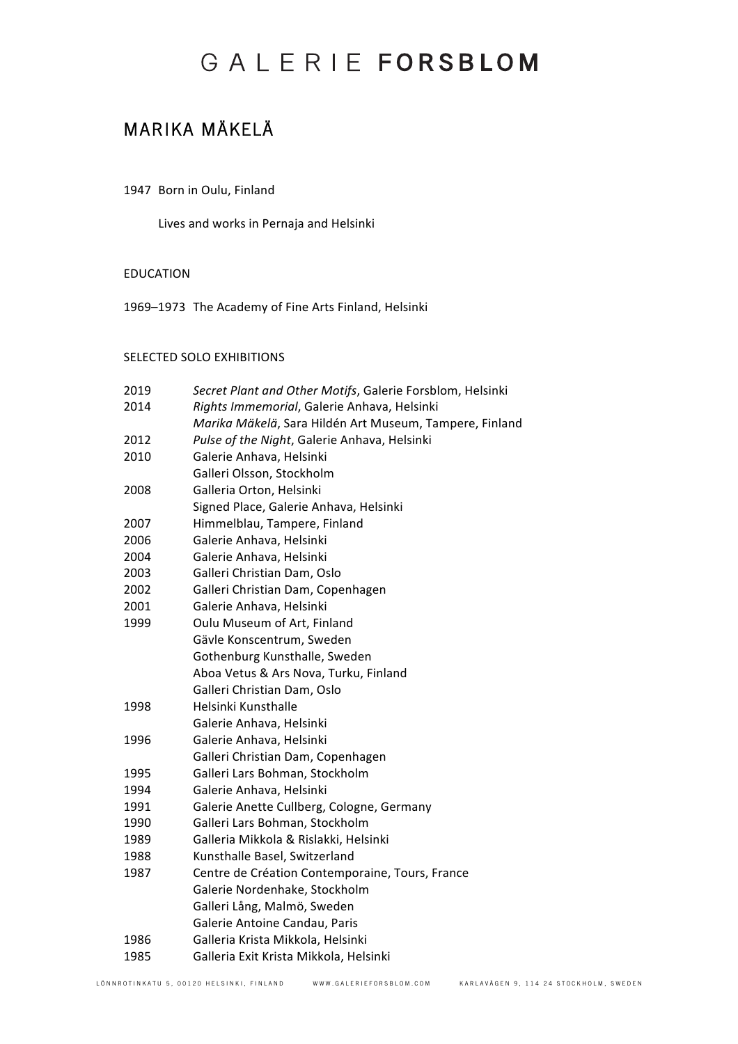# GALERIE FORSBLOM

## MARIKA MÄKELÄ

1947 Born in Oulu, Finland

Lives and works in Pernaja and Helsinki

### EDUCATION

1969–1973 The Academy of Fine Arts Finland, Helsinki

### SELECTED SOLO EXHIBITIONS

| | |
|---|---|
| 2019 | *Secret Plant and Other Motifs*, Galerie Forsblom, Helsinki |
| 2014 | *Rights Immemorial*, Galerie Anhava, Helsinki |
| | *Marika Mäkelä*, Sara Hildén Art Museum, Tampere, Finland |
| 2012 | *Pulse of the Night*, Galerie Anhava, Helsinki |
| 2010 | Galerie Anhava, Helsinki |
| | Galleri Olsson, Stockholm |
| 2008 | Galleria Orton, Helsinki |
| | Signed Place, Galerie Anhava, Helsinki |
| 2007 | Himmelblau, Tampere, Finland |
| 2006 | Galerie Anhava, Helsinki |
| 2004 | Galerie Anhava, Helsinki |
| 2003 | Galleri Christian Dam, Oslo |
| 2002 | Galleri Christian Dam, Copenhagen |
| 2001 | Galerie Anhava, Helsinki |
| 1999 | Oulu Museum of Art, Finland |
| | Gävle Konscentrum, Sweden |
| | Gothenburg Kunsthalle, Sweden |
| | Aboa Vetus & Ars Nova, Turku, Finland |
| | Galleri Christian Dam, Oslo |
| 1998 | Helsinki Kunsthalle |
| | Galerie Anhava, Helsinki |
| 1996 | Galerie Anhava, Helsinki |
| | Galleri Christian Dam, Copenhagen |
| 1995 | Galleri Lars Bohman, Stockholm |
| 1994 | Galerie Anhava, Helsinki |
| 1991 | Galerie Anette Cullberg, Cologne, Germany |
| 1990 | Galleri Lars Bohman, Stockholm |
| 1989 | Galleria Mikkola & Rislakki, Helsinki |
| 1988 | Kunsthalle Basel, Switzerland |
| 1987 | Centre de Création Contemporaine, Tours, France |
| | Galerie Nordenhake, Stockholm |
| | Galleri Lång, Malmö, Sweden |
| | Galerie Antoine Candau, Paris |
| 1986 | Galleria Krista Mikkola, Helsinki |
| 1985 | Galleria Exit Krista Mikkola, Helsinki |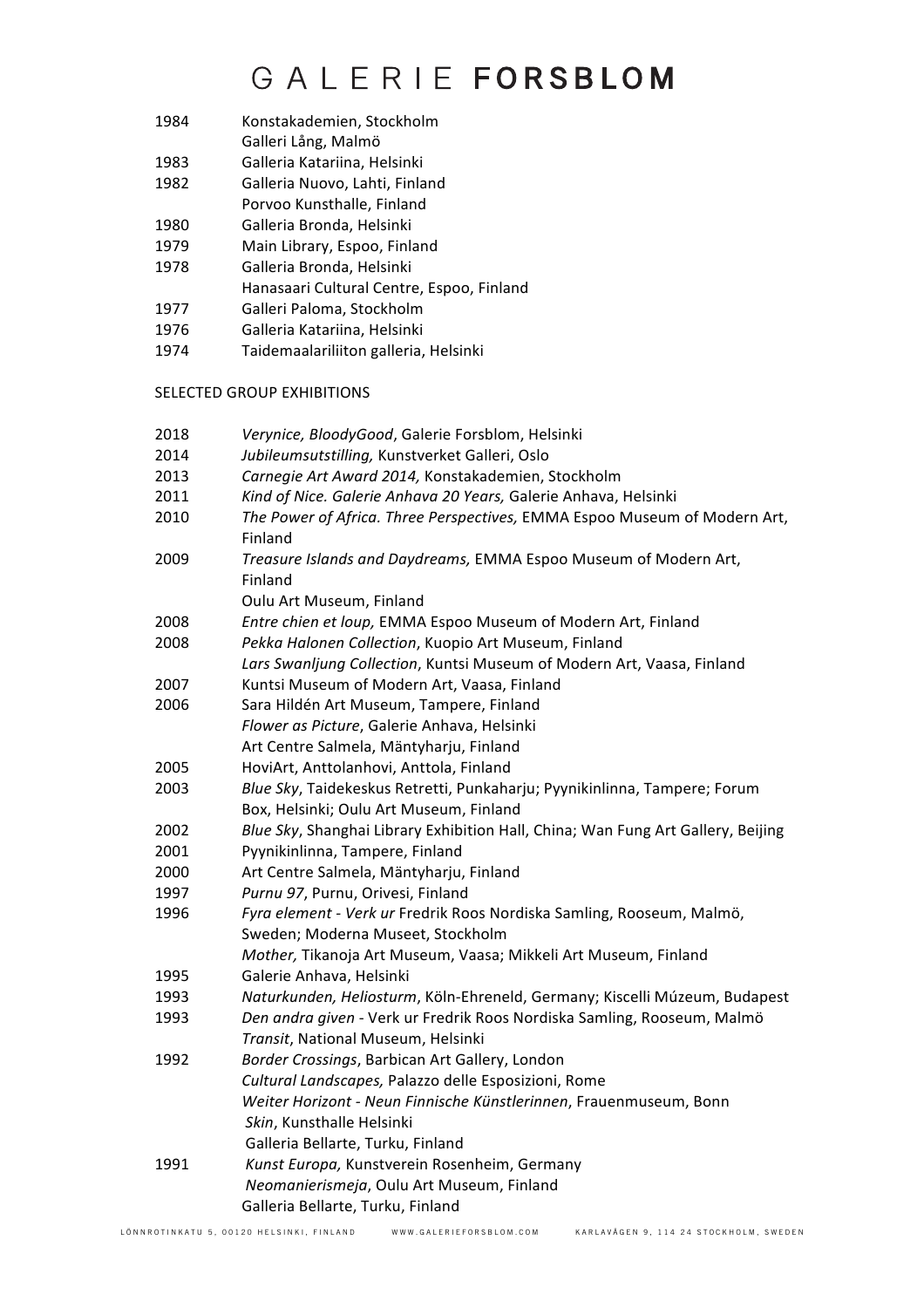| | |
|---|---|
| 1984 | Konstakademien, Stockholm |
| | Galleri Lång, Malmö |
| 1983 | Galleria Katariina, Helsinki |
| 1982 | Galleria Nuovo, Lahti, Finland |
| | Porvoo Kunsthalle, Finland |
| 1980 | Galleria Bronda, Helsinki |
| 1979 | Main Library, Espoo, Finland |
| 1978 | Galleria Bronda, Helsinki |
| | Hanasaari Cultural Centre, Espoo, Finland |
| 1977 | Galleri Paloma, Stockholm |
| 1976 | Galleria Katariina, Helsinki |
| 1974 | Taidemaalariliiton galleria, Helsinki |

SELECTED GROUP EXHIBITIONS

| | |
|---|---|
| 2018 | *Verynice, BloodyGood*, Galerie Forsblom, Helsinki |
| 2014 | *Jubileumsutstilling,* Kunstverket Galleri, Oslo |
| 2013 | *Carnegie Art Award 2014,* Konstakademien, Stockholm |
| 2011 | *Kind of Nice. Galerie Anhava 20 Years,* Galerie Anhava, Helsinki |
| 2010 | *The Power of Africa. Three Perspectives,* EMMA Espoo Museum of Modern Art, Finland |
| 2009 | *Treasure Islands and Daydreams,* EMMA Espoo Museum of Modern Art, Finland |
| | Oulu Art Museum, Finland |
| 2008 | *Entre chien et loup,* EMMA Espoo Museum of Modern Art, Finland |
| 2008 | *Pekka Halonen Collection*, Kuopio Art Museum, Finland |
| | *Lars Swanljung Collection*, Kuntsi Museum of Modern Art, Vaasa, Finland |
| 2007 | Kuntsi Museum of Modern Art, Vaasa, Finland |
| 2006 | Sara Hildén Art Museum, Tampere, Finland |
| | *Flower as Picture*, Galerie Anhava, Helsinki |
| | Art Centre Salmela, Mäntyharju, Finland |
| 2005 | HoviArt, Anttolanhovi, Anttola, Finland |
| 2003 | *Blue Sky*, Taidekeskus Retretti, Punkaharju; Pyynikinlinna, Tampere; Forum Box, Helsinki; Oulu Art Museum, Finland |
| 2002 | *Blue Sky*, Shanghai Library Exhibition Hall, China; Wan Fung Art Gallery, Beijing |
| 2001 | Pyynikinlinna, Tampere, Finland |
| 2000 | Art Centre Salmela, Mäntyharju, Finland |
| 1997 | *Purnu 97*, Purnu, Orivesi, Finland |
| 1996 | *Fyra element - Verk ur* Fredrik Roos Nordiska Samling, Rooseum, Malmö, Sweden; Moderna Museet, Stockholm |
| | *Mother,* Tikanoja Art Museum, Vaasa; Mikkeli Art Museum, Finland |
| 1995 | Galerie Anhava, Helsinki |
| 1993 | *Naturkunden, Heliosturm*, Köln-Ehreneld, Germany; Kiscelli Múzeum, Budapest |
| 1993 | *Den andra given* - Verk ur Fredrik Roos Nordiska Samling, Rooseum, Malmö |
| | *Transit*, National Museum, Helsinki |
| 1992 | *Border Crossings*, Barbican Art Gallery, London |
| | *Cultural Landscapes,* Palazzo delle Esposizioni, Rome |
| | *Weiter Horizont - Neun Finnische Künstlerinnen*, Frauenmuseum, Bonn |
| | *Skin*, Kunsthalle Helsinki |
| | Galleria Bellarte, Turku, Finland |
| 1991 | *Kunst Europa,* Kunstverein Rosenheim, Germany |
| | *Neomanierismeja*, Oulu Art Museum, Finland |
| | Galleria Bellarte, Turku, Finland |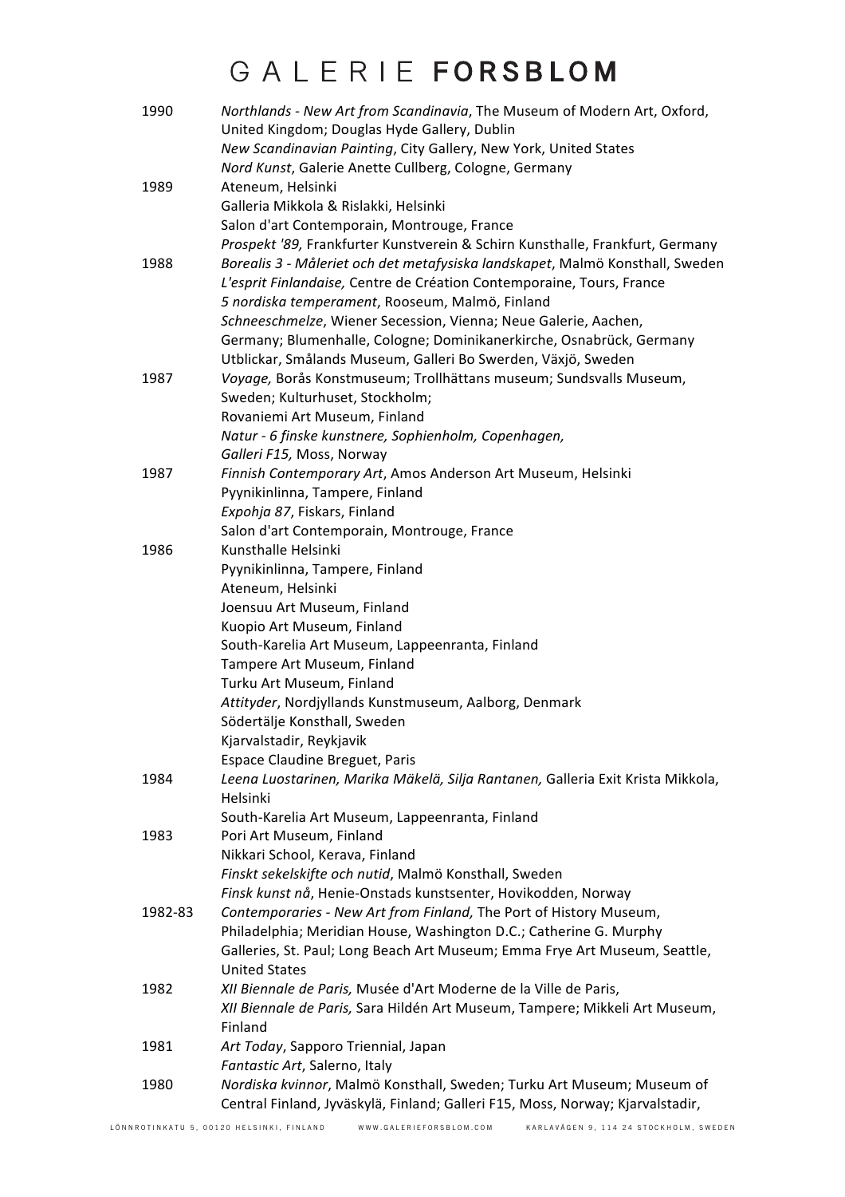| | |
|---|---|
| 1990 | *Northlands - New Art from Scandinavia*, The Museum of Modern Art, Oxford, United Kingdom; Douglas Hyde Gallery, Dublin |
| | *New Scandinavian Painting*, City Gallery, New York, United States |
| | *Nord Kunst*, Galerie Anette Cullberg, Cologne, Germany |
| 1989 | Ateneum, Helsinki |
| | Galleria Mikkola & Rislakki, Helsinki |
| | Salon d'art Contemporain, Montrouge, France |
| | *Prospekt '89,* Frankfurter Kunstverein & Schirn Kunsthalle, Frankfurt, Germany |
| 1988 | *Borealis 3 - Måleriet och det metafysiska landskapet*, Malmö Konsthall, Sweden |
| | *L'esprit Finlandaise,* Centre de Création Contemporaine, Tours, France |
| | *5 nordiska temperament*, Rooseum, Malmö, Finland |
| | *Schneeschmelze*, Wiener Secession, Vienna; Neue Galerie, Aachen, Germany; Blumenhalle, Cologne; Dominikanerkirche, Osnabrück, Germany |
| | Utblickar, Smålands Museum, Galleri Bo Swerden, Växjö, Sweden |
| 1987 | *Voyage,* Borås Konstmuseum; Trollhättans museum; Sundsvalls Museum, Sweden; Kulturhuset, Stockholm; |
| | Rovaniemi Art Museum, Finland |
| | *Natur - 6 finske kunstnere, Sophienholm, Copenhagen,* |
| | *Galleri F15,* Moss, Norway |
| 1987 | *Finnish Contemporary Art*, Amos Anderson Art Museum, Helsinki |
| | Pyynikinlinna, Tampere, Finland |
| | *Expohja 87*, Fiskars, Finland |
| | Salon d'art Contemporain, Montrouge, France |
| 1986 | Kunsthalle Helsinki |
| | Pyynikinlinna, Tampere, Finland |
| | Ateneum, Helsinki |
| | Joensuu Art Museum, Finland |
| | Kuopio Art Museum, Finland |
| | South-Karelia Art Museum, Lappeenranta, Finland |
| | Tampere Art Museum, Finland |
| | Turku Art Museum, Finland |
| | *Attityder*, Nordjyllands Kunstmuseum, Aalborg, Denmark |
| | Södertälje Konsthall, Sweden |
| | Kjarvalstadir, Reykjavik |
| | Espace Claudine Breguet, Paris |
| 1984 | *Leena Luostarinen, Marika Mäkelä, Silja Rantanen,* Galleria Exit Krista Mikkola, Helsinki |
| | South-Karelia Art Museum, Lappeenranta, Finland |
| 1983 | Pori Art Museum, Finland |
| | Nikkari School, Kerava, Finland |
| | *Finskt sekelskifte och nutid*, Malmö Konsthall, Sweden |
| | *Finsk kunst nå*, Henie-Onstads kunstsenter, Hovikodden, Norway |
| 1982-83 | *Contemporaries - New Art from Finland,* The Port of History Museum, Philadelphia; Meridian House, Washington D.C.; Catherine G. Murphy Galleries, St. Paul; Long Beach Art Museum; Emma Frye Art Museum, Seattle, United States |
| 1982 | *XII Biennale de Paris,* Musée d'Art Moderne de la Ville de Paris, |
| | *XII Biennale de Paris,* Sara Hildén Art Museum, Tampere; Mikkeli Art Museum, Finland |
| 1981 | *Art Today*, Sapporo Triennial, Japan |
| | *Fantastic Art*, Salerno, Italy |
| 1980 | *Nordiska kvinnor*, Malmö Konsthall, Sweden; Turku Art Museum; Museum of Central Finland, Jyväskylä, Finland; Galleri F15, Moss, Norway; Kjarvalstadir, |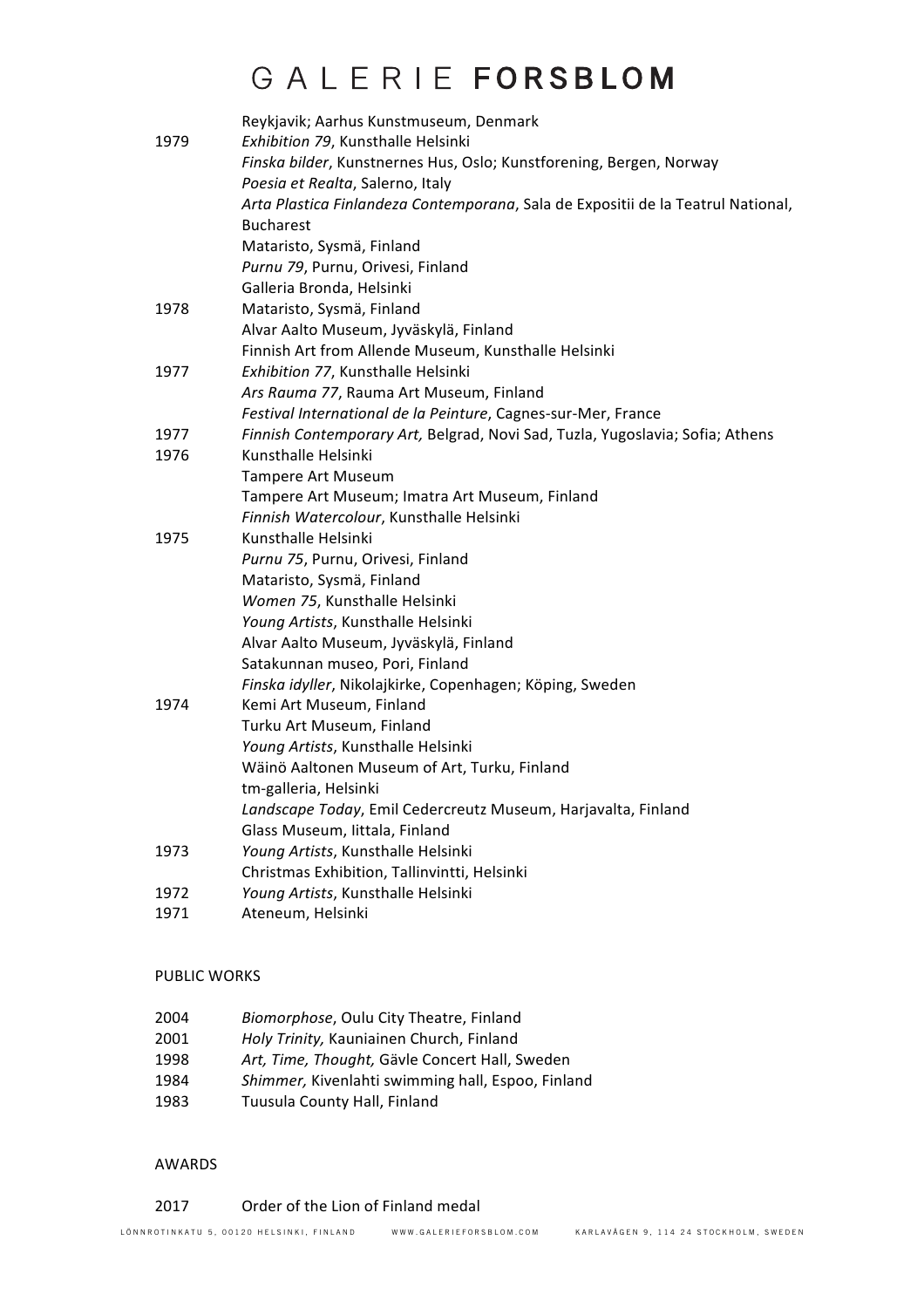| | |
|---|---|
| | Reykjavik; Aarhus Kunstmuseum, Denmark |
| 1979 | *Exhibition 79*, Kunsthalle Helsinki |
| | *Finska bilder*, Kunstnernes Hus, Oslo; Kunstforening, Bergen, Norway |
| | *Poesia et Realta*, Salerno, Italy |
| | *Arta Plastica Finlandeza Contemporana*, Sala de Expositii de la Teatrul National, Bucharest |
| | Mataristo, Sysmä, Finland |
| | *Purnu 79*, Purnu, Orivesi, Finland |
| | Galleria Bronda, Helsinki |
| 1978 | Mataristo, Sysmä, Finland |
| | Alvar Aalto Museum, Jyväskylä, Finland |
| | Finnish Art from Allende Museum, Kunsthalle Helsinki |
| 1977 | *Exhibition 77*, Kunsthalle Helsinki |
| | *Ars Rauma 77*, Rauma Art Museum, Finland |
| | *Festival International de la Peinture*, Cagnes-sur-Mer, France |
| 1977 | *Finnish Contemporary Art,* Belgrad, Novi Sad, Tuzla, Yugoslavia; Sofia; Athens |
| 1976 | Kunsthalle Helsinki |
| | Tampere Art Museum |
| | Tampere Art Museum; Imatra Art Museum, Finland |
| | *Finnish Watercolour*, Kunsthalle Helsinki |
| 1975 | Kunsthalle Helsinki |
| | *Purnu 75*, Purnu, Orivesi, Finland |
| | Mataristo, Sysmä, Finland |
| | *Women 75*, Kunsthalle Helsinki |
| | *Young Artists*, Kunsthalle Helsinki |
| | Alvar Aalto Museum, Jyväskylä, Finland |
| | Satakunnan museo, Pori, Finland |
| | *Finska idyller*, Nikolajkirke, Copenhagen; Köping, Sweden |
| 1974 | Kemi Art Museum, Finland |
| | Turku Art Museum, Finland |
| | *Young Artists*, Kunsthalle Helsinki |
| | Wäinö Aaltonen Museum of Art, Turku, Finland |
| | tm-galleria, Helsinki |
| | *Landscape Today*, Emil Cedercreutz Museum, Harjavalta, Finland |
| | Glass Museum, Iittala, Finland |
| 1973 | *Young Artists*, Kunsthalle Helsinki |
| | Christmas Exhibition, Tallinvintti, Helsinki |
| 1972 | *Young Artists*, Kunsthalle Helsinki |
| 1971 | Ateneum, Helsinki |

## PUBLIC WORKS

| | |
|---|---|
| 2004 | *Biomorphose*, Oulu City Theatre, Finland |
| 2001 | *Holy Trinity,* Kauniainen Church, Finland |
| 1998 | *Art, Time, Thought,* Gävle Concert Hall, Sweden |
| 1984 | *Shimmer,* Kivenlahti swimming hall, Espoo, Finland |
| 1983 | Tuusula County Hall, Finland |

## AWARDS

| | |
|---|---|
| 2017 | Order of the Lion of Finland medal |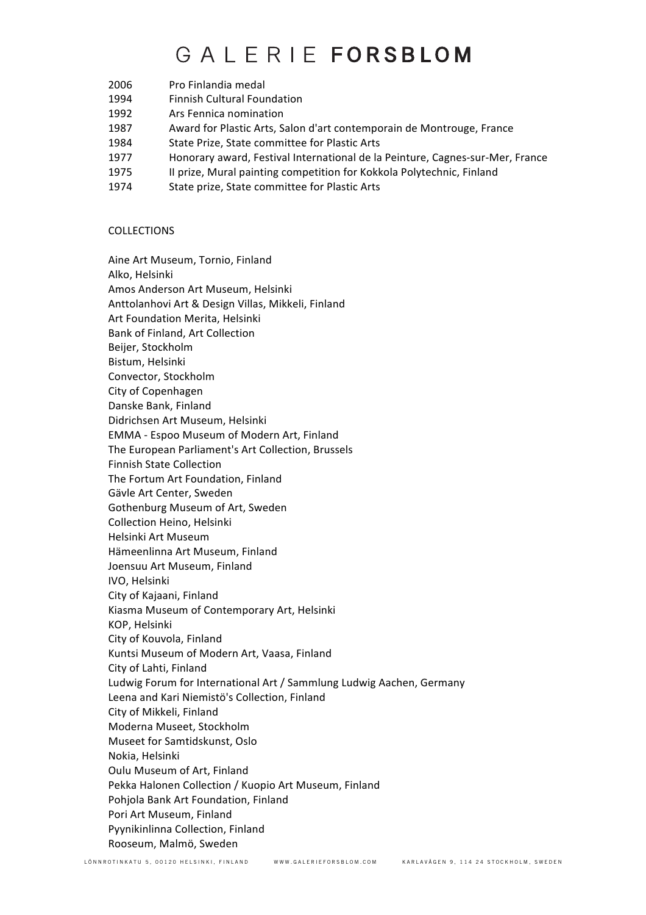2006 Pro Finlandia medal
1994 Finnish Cultural Foundation
1992 Ars Fennica nomination
1987 Award for Plastic Arts, Salon d'art contemporain de Montrouge, France
1984 State Prize, State committee for Plastic Arts
1977 Honorary award, Festival International de la Peinture, Cagnes-sur-Mer, France
1975 II prize, Mural painting competition for Kokkola Polytechnic, Finland
1974 State prize, State committee for Plastic Arts

## COLLECTIONS

Aine Art Museum, Tornio, Finland
Alko, Helsinki
Amos Anderson Art Museum, Helsinki
Anttolanhovi Art & Design Villas, Mikkeli, Finland
Art Foundation Merita, Helsinki
Bank of Finland, Art Collection
Beijer, Stockholm
Bistum, Helsinki
Convector, Stockholm
City of Copenhagen
Danske Bank, Finland
Didrichsen Art Museum, Helsinki
EMMA - Espoo Museum of Modern Art, Finland
The European Parliament's Art Collection, Brussels
Finnish State Collection
The Fortum Art Foundation, Finland
Gävle Art Center, Sweden
Gothenburg Museum of Art, Sweden
Collection Heino, Helsinki
Helsinki Art Museum
Hämeenlinna Art Museum, Finland
Joensuu Art Museum, Finland
IVO, Helsinki
City of Kajaani, Finland
Kiasma Museum of Contemporary Art, Helsinki
KOP, Helsinki
City of Kouvola, Finland
Kuntsi Museum of Modern Art, Vaasa, Finland
City of Lahti, Finland
Ludwig Forum for International Art / Sammlung Ludwig Aachen, Germany
Leena and Kari Niemistö's Collection, Finland
City of Mikkeli, Finland
Moderna Museet, Stockholm
Museet for Samtidskunst, Oslo
Nokia, Helsinki
Oulu Museum of Art, Finland
Pekka Halonen Collection / Kuopio Art Museum, Finland
Pohjola Bank Art Foundation, Finland
Pori Art Museum, Finland
Pyynikinlinna Collection, Finland
Rooseum, Malmö, Sweden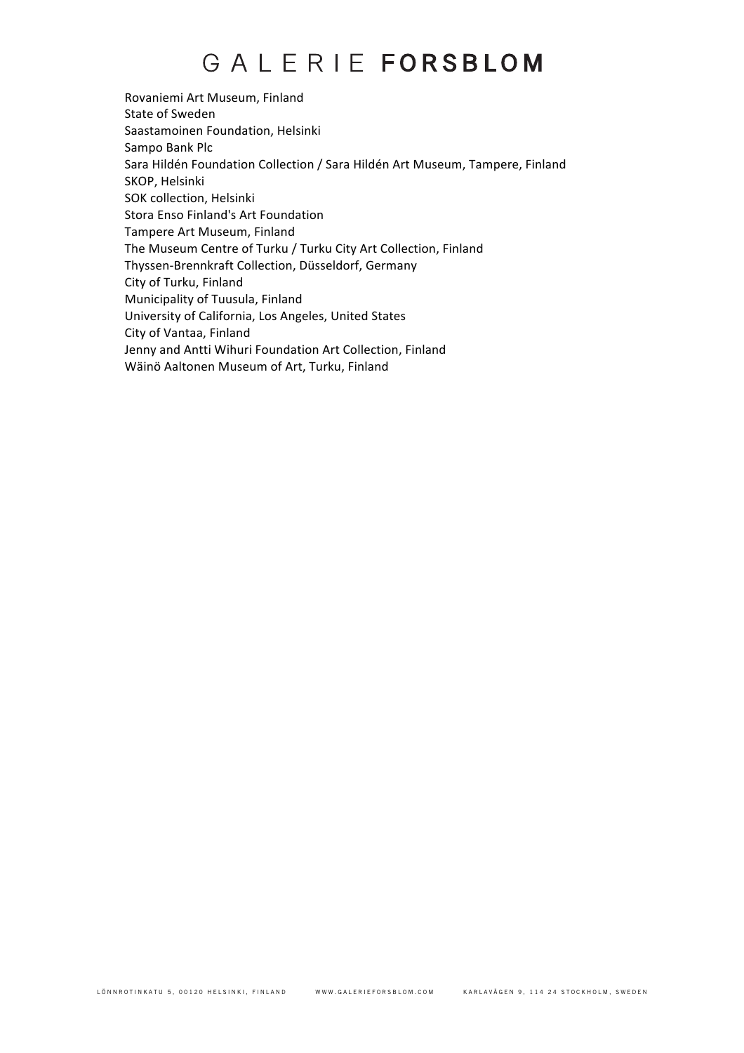Rovaniemi Art Museum, Finland
State of Sweden
Saastamoinen Foundation, Helsinki
Sampo Bank Plc
Sara Hildén Foundation Collection / Sara Hildén Art Museum, Tampere, Finland
SKOP, Helsinki
SOK collection, Helsinki
Stora Enso Finland's Art Foundation
Tampere Art Museum, Finland
The Museum Centre of Turku / Turku City Art Collection, Finland
Thyssen-Brennkraft Collection, Düsseldorf, Germany
City of Turku, Finland
Municipality of Tuusula, Finland
University of California, Los Angeles, United States
City of Vantaa, Finland
Jenny and Antti Wihuri Foundation Art Collection, Finland
Wäinö Aaltonen Museum of Art, Turku, Finland